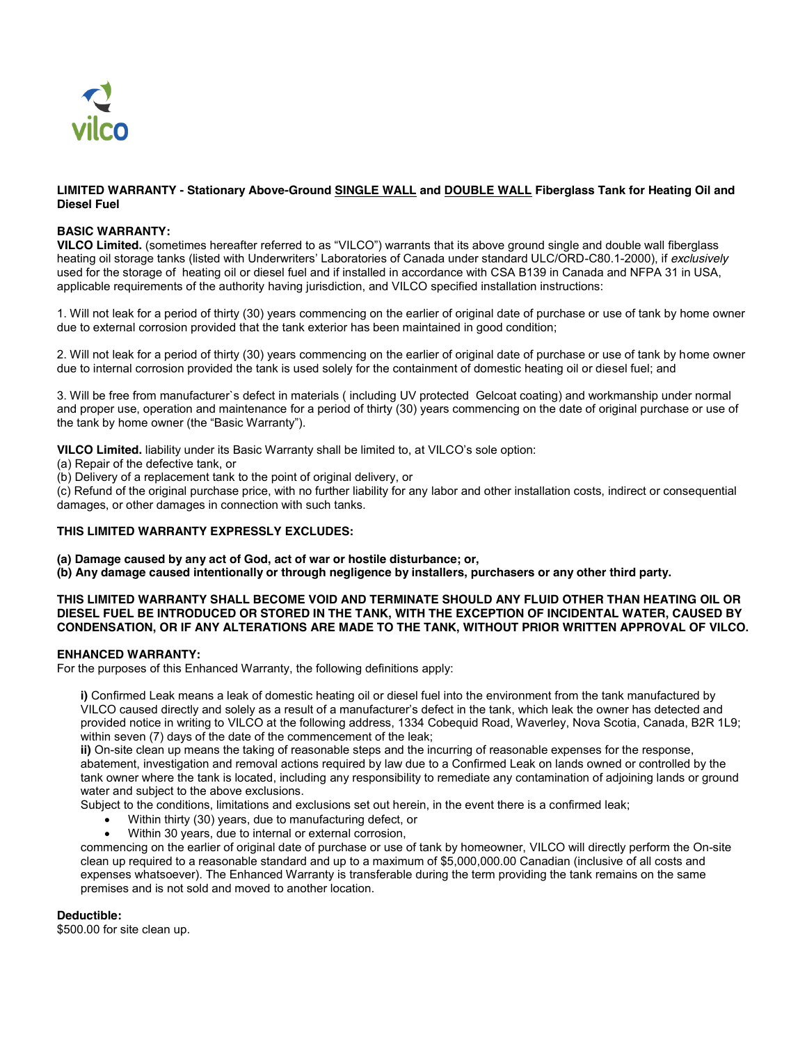vilco

**LIMITED WARRANTY - Stationary Above-Ground SINGLE WALL and DOUBLE WALL Fiberglass Tank for Heating Oil and Diesel Fuel**

**BASIC WARRANTY:**

**VILCO Limited.** (sometimes hereafter referred to as "VILCO") warrants that its above ground single and double wall fiberglass heating oil storage tanks (listed with Underwriters' Laboratories of Canada under standard ULC/ORD-C80.1-2000), if *exclusively* used for the storage of heating oil or diesel fuel and if installed in accordance with CSA B139 in Canada and NFPA 31 in USA, applicable requirements of the authority having jurisdiction, and VILCO specified installation instructions:

1. Will not leak for a period of thirty (30) years commencing on the earlier of original date of purchase or use of tank by home owner due to external corrosion provided that the tank exterior has been maintained in good condition;

2. Will not leak for a period of thirty (30) years commencing on the earlier of original date of purchase or use of tank by home owner due to internal corrosion provided the tank is used solely for the containment of domestic heating oil or diesel fuel; and

3. Will be free from manufacturer`s defect in materials ( including UV protected Gelcoat coating) and workmanship under normal and proper use, operation and maintenance for a period of thirty (30) years commencing on the date of original purchase or use of the tank by home owner (the "Basic Warranty").

**VILCO Limited.** liability under its Basic Warranty shall be limited to, at VILCO's sole option:
(a) Repair of the defective tank, or
(b) Delivery of a replacement tank to the point of original delivery, or
(c) Refund of the original purchase price, with no further liability for any labor and other installation costs, indirect or consequential damages, or other damages in connection with such tanks.

**THIS LIMITED WARRANTY EXPRESSLY EXCLUDES:**

**(a) Damage caused by any act of God, act of war or hostile disturbance; or,**
**(b) Any damage caused intentionally or through negligence by installers, purchasers or any other third party.**

**THIS LIMITED WARRANTY SHALL BECOME VOID AND TERMINATE SHOULD ANY FLUID OTHER THAN HEATING OIL OR DIESEL FUEL BE INTRODUCED OR STORED IN THE TANK, WITH THE EXCEPTION OF INCIDENTAL WATER, CAUSED BY CONDENSATION, OR IF ANY ALTERATIONS ARE MADE TO THE TANK, WITHOUT PRIOR WRITTEN APPROVAL OF VILCO.**

**ENHANCED WARRANTY:**

For the purposes of this Enhanced Warranty, the following definitions apply:

> **i)** Confirmed Leak means a leak of domestic heating oil or diesel fuel into the environment from the tank manufactured by VILCO caused directly and solely as a result of a manufacturer's defect in the tank, which leak the owner has detected and provided notice in writing to VILCO at the following address, 1334 Cobequid Road, Waverley, Nova Scotia, Canada, B2R 1L9; within seven (7) days of the date of the commencement of the leak;
> **ii)** On-site clean up means the taking of reasonable steps and the incurring of reasonable expenses for the response, abatement, investigation and removal actions required by law due to a Confirmed Leak on lands owned or controlled by the tank owner where the tank is located, including any responsibility to remediate any contamination of adjoining lands or ground water and subject to the above exclusions.
> Subject to the conditions, limitations and exclusions set out herein, in the event there is a confirmed leak;
> - Within thirty (30) years, due to manufacturing defect, or
> - Within 30 years, due to internal or external corrosion,
>
> commencing on the earlier of original date of purchase or use of tank by homeowner, VILCO will directly perform the On-site clean up required to a reasonable standard and up to a maximum of $5,000,000.00 Canadian (inclusive of all costs and expenses whatsoever). The Enhanced Warranty is transferable during the term providing the tank remains on the same premises and is not sold and moved to another location.

**Deductible:**
$500.00 for site clean up.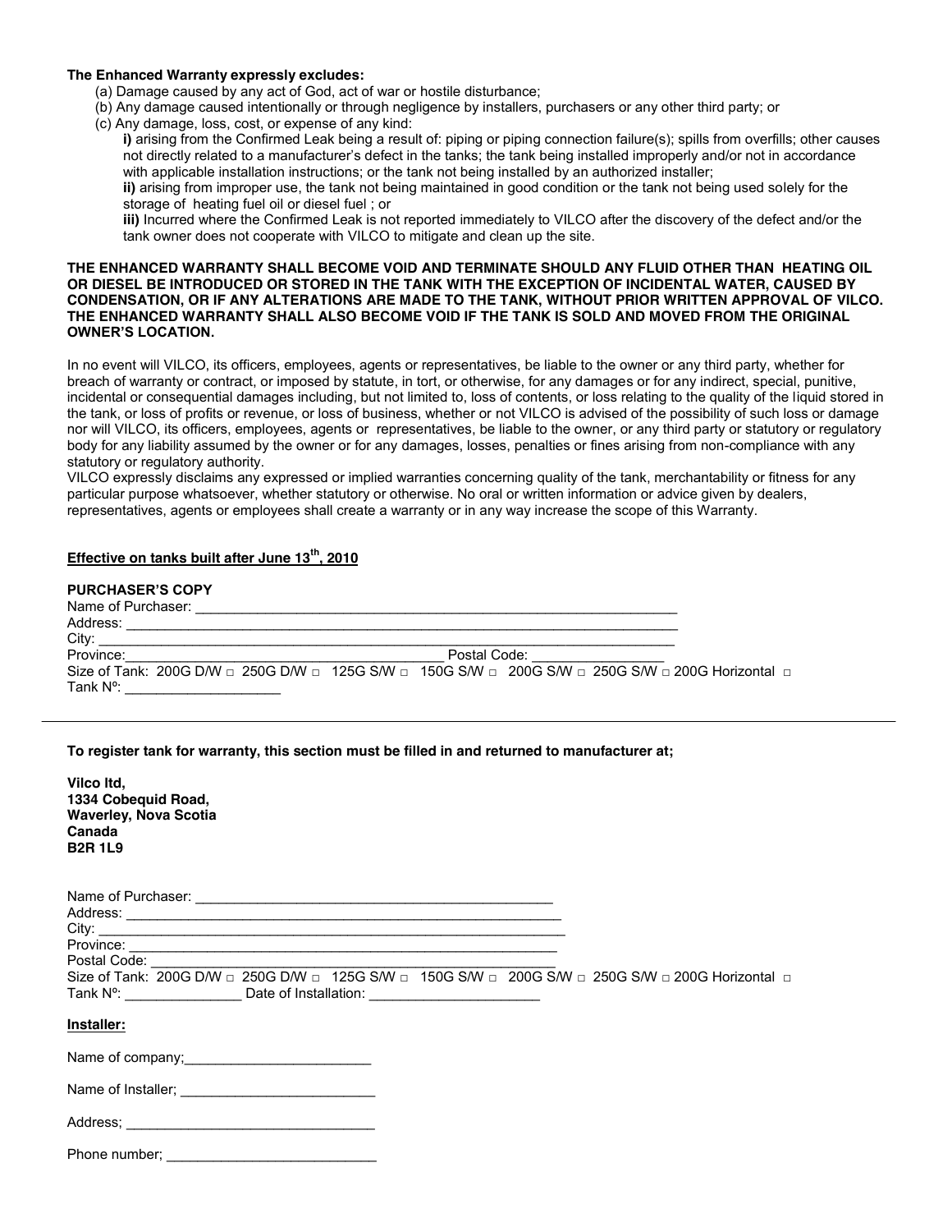**The Enhanced Warranty expressly excludes:**

(a) Damage caused by any act of God, act of war or hostile disturbance;

(b) Any damage caused intentionally or through negligence by installers, purchasers or any other third party; or

(c) Any damage, loss, cost, or expense of any kind:

**i)** arising from the Confirmed Leak being a result of: piping or piping connection failure(s); spills from overfills; other causes not directly related to a manufacturer's defect in the tanks; the tank being installed improperly and/or not in accordance with applicable installation instructions; or the tank not being installed by an authorized installer;

**ii)** arising from improper use, the tank not being maintained in good condition or the tank not being used solely for the storage of heating fuel oil or diesel fuel ; or

**iii)** Incurred where the Confirmed Leak is not reported immediately to VILCO after the discovery of the defect and/or the tank owner does not cooperate with VILCO to mitigate and clean up the site.

**THE ENHANCED WARRANTY SHALL BECOME VOID AND TERMINATE SHOULD ANY FLUID OTHER THAN HEATING OIL OR DIESEL BE INTRODUCED OR STORED IN THE TANK WITH THE EXCEPTION OF INCIDENTAL WATER, CAUSED BY CONDENSATION, OR IF ANY ALTERATIONS ARE MADE TO THE TANK, WITHOUT PRIOR WRITTEN APPROVAL OF VILCO. THE ENHANCED WARRANTY SHALL ALSO BECOME VOID IF THE TANK IS SOLD AND MOVED FROM THE ORIGINAL OWNER'S LOCATION.**

In no event will VILCO, its officers, employees, agents or representatives, be liable to the owner or any third party, whether for breach of warranty or contract, or imposed by statute, in tort, or otherwise, for any damages or for any indirect, special, punitive, incidental or consequential damages including, but not limited to, loss of contents, or loss relating to the quality of the liquid stored in the tank, or loss of profits or revenue, or loss of business, whether or not VILCO is advised of the possibility of such loss or damage nor will VILCO, its officers, employees, agents or representatives, be liable to the owner, or any third party or statutory or regulatory body for any liability assumed by the owner or for any damages, losses, penalties or fines arising from non-compliance with any statutory or regulatory authority.

VILCO expressly disclaims any expressed or implied warranties concerning quality of the tank, merchantability or fitness for any particular purpose whatsoever, whether statutory or otherwise. No oral or written information or advice given by dealers, representatives, agents or employees shall create a warranty or in any way increase the scope of this Warranty.

**Effective on tanks built after June 13th, 2010**

**PURCHASER'S COPY**

Name of Purchaser: ______________________________

Address: ______________________________

City: ______________________________

Province: ______________________ Postal Code: ______________

Size of Tank: 200G D/W □ 250G D/W □ 125G S/W □ 150G S/W □ 200G S/W □ 250G S/W □ 200G Horizontal □

Tank Nº: ______________

---

**To register tank for warranty, this section must be filled in and returned to manufacturer at;**

**Vilco ltd,**
**1334 Cobequid Road,**
**Waverley, Nova Scotia**
**Canada**
**B2R 1L9**

Name of Purchaser: ______________________________

Address: ______________________________

City: ______________________________

Province: ______________________________

Postal Code: ______________________________

Size of Tank: 200G D/W □ 250G D/W □ 125G S/W □ 150G S/W □ 200G S/W □ 250G S/W □ 200G Horizontal □

Tank Nº: ______________ Date of Installation: ______________

**Installer:**

Name of company;______________________

Name of Installer; ______________________

Address; ______________________

Phone number; ______________________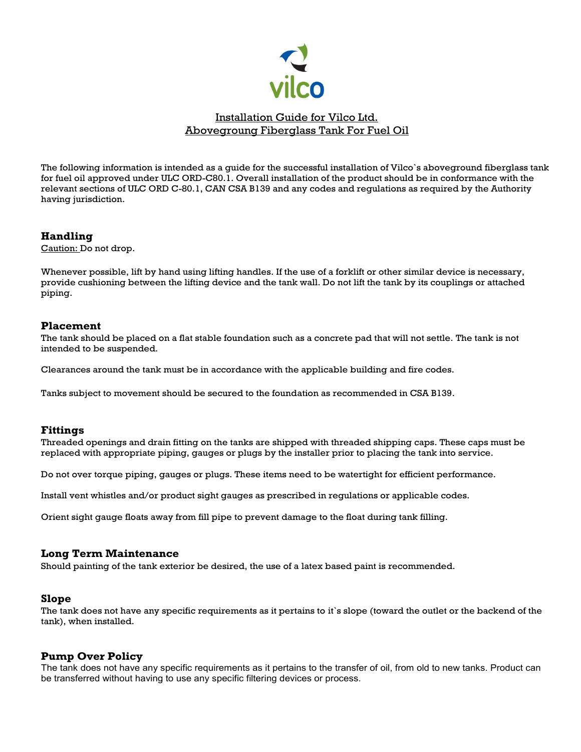# Installation Guide for Vilco Ltd.
# Abovegroung Fiberglass Tank For Fuel Oil

The following information is intended as a guide for the successful installation of Vilco`s aboveground fiberglass tank for fuel oil approved under ULC ORD-C80.1. Overall installation of the product should be in conformance with the relevant sections of ULC ORD C-80.1, CAN CSA B139 and any codes and regulations as required by the Authority having jurisdiction.

## Handling

Caution: Do not drop.

Whenever possible, lift by hand using lifting handles. If the use of a forklift or other similar device is necessary, provide cushioning between the lifting device and the tank wall. Do not lift the tank by its couplings or attached piping.

## Placement

The tank should be placed on a flat stable foundation such as a concrete pad that will not settle. The tank is not intended to be suspended.

Clearances around the tank must be in accordance with the applicable building and fire codes.

Tanks subject to movement should be secured to the foundation as recommended in CSA B139.

## Fittings

Threaded openings and drain fitting on the tanks are shipped with threaded shipping caps. These caps must be replaced with appropriate piping, gauges or plugs by the installer prior to placing the tank into service.

Do not over torque piping, gauges or plugs. These items need to be watertight for efficient performance.

Install vent whistles and/or product sight gauges as prescribed in regulations or applicable codes.

Orient sight gauge floats away from fill pipe to prevent damage to the float during tank filling.

## Long Term Maintenance

Should painting of the tank exterior be desired, the use of a latex based paint is recommended.

## Slope

The tank does not have any specific requirements as it pertains to it`s slope (toward the outlet or the backend of the tank), when installed.

## Pump Over Policy

The tank does not have any specific requirements as it pertains to the transfer of oil, from old to new tanks. Product can be transferred without having to use any specific filtering devices or process.